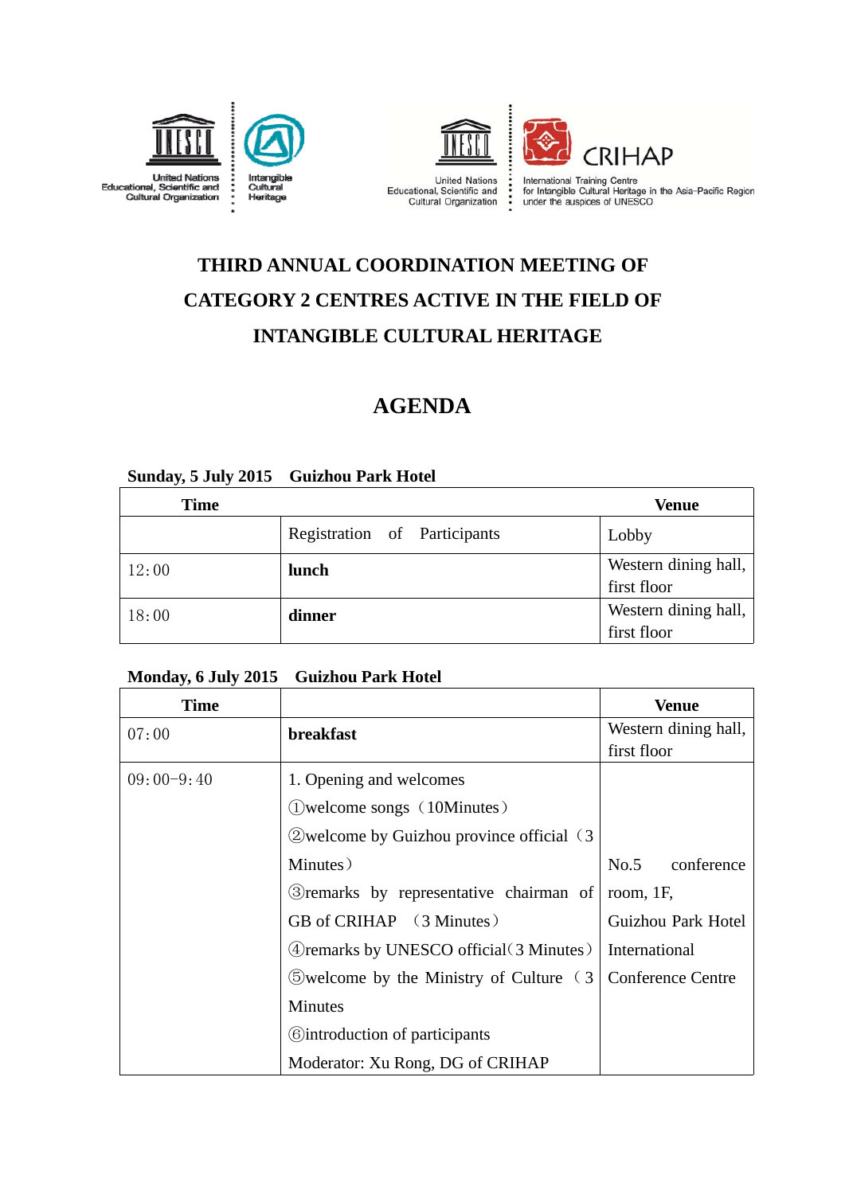United Nations Educational, Scientific and Cultural Organization | Intangible Cultural Heritage

United Nations Educational, Scientific and Cultural Organization | CRIHAP International Training Centre for Intangible Cultural Heritage in the Asia-Pacific Region under the auspices of UNESCO

# THIRD ANNUAL COORDINATION MEETING OF CATEGORY 2 CENTRES ACTIVE IN THE FIELD OF INTANGIBLE CULTURAL HERITAGE

# AGENDA

**Sunday, 5 July 2015　Guizhou Park Hotel**

| **Time** | | **Venue** |
|---|---|---|
| | Registration of Participants | Lobby |
| 12:00 | **lunch** | Western dining hall, first floor |
| 18:00 | **dinner** | Western dining hall, first floor |

**Monday, 6 July 2015　Guizhou Park Hotel**

| **Time** | | **Venue** |
|---|---|---|
| 07:00 | **breakfast** | Western dining hall, first floor |
| 09:00–9:40 | 1. Opening and welcomes<br>①welcome songs（10Minutes）<br>②welcome by Guizhou province official（3 Minutes）<br>③remarks by representative chairman of GB of CRIHAP （3 Minutes）<br>④remarks by UNESCO official（3 Minutes）<br>⑤welcome by the Ministry of Culture（3 Minutes<br>⑥introduction of participants<br>Moderator: Xu Rong, DG of CRIHAP | No.5 conference room, 1F, Guizhou Park Hotel International Conference Centre |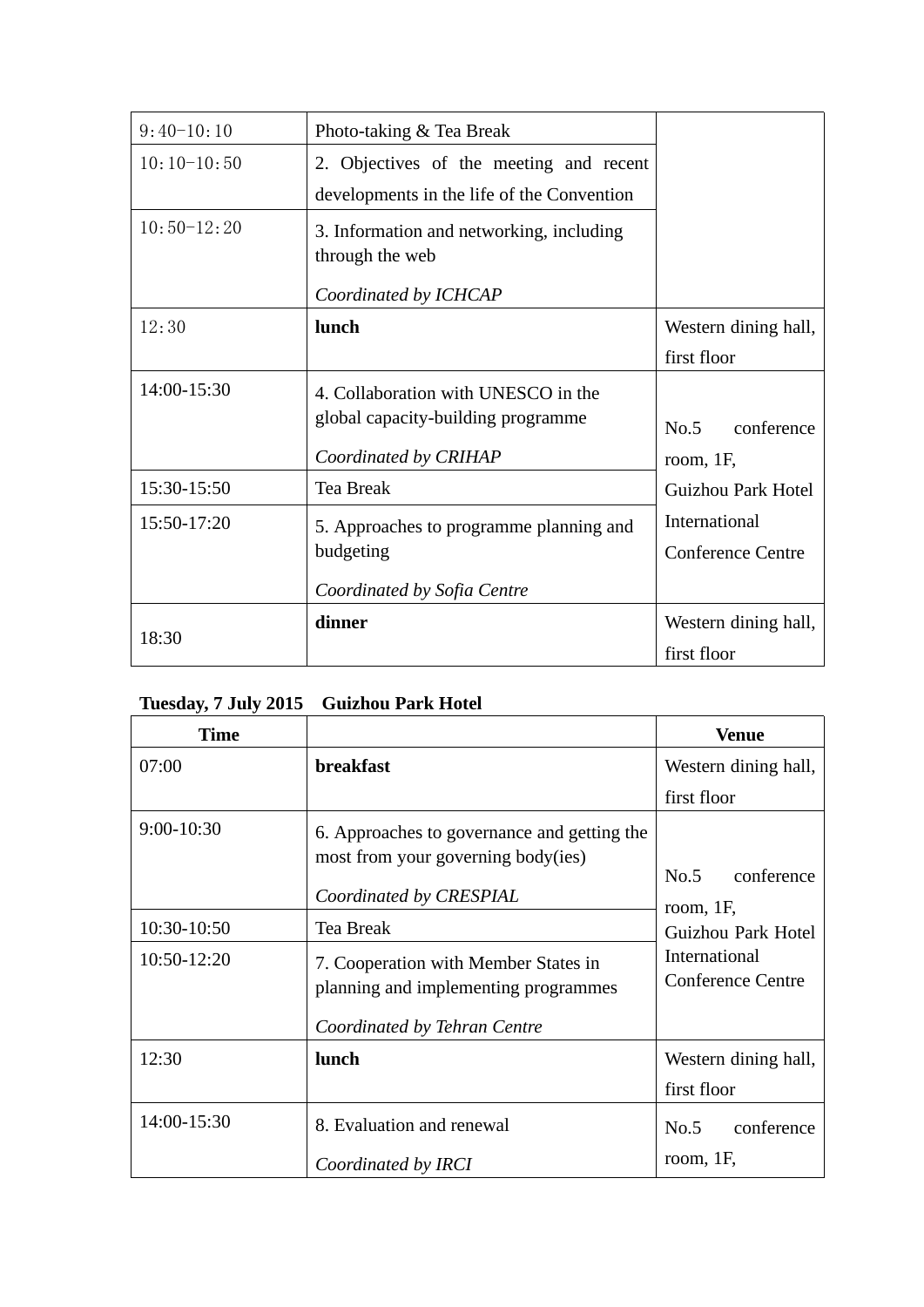| | | |
|---|---|---|
| 9：40-10：10 | Photo-taking & Tea Break | |
| 10：10-10：50 | 2. Objectives of the meeting and recent developments in the life of the Convention | |
| 10：50-12：20 | 3. Information and networking, including through the web<br>*Coordinated by ICHCAP* | |
| 12：30 | **lunch** | Western dining hall, first floor |
| 14:00-15:30 | 4. Collaboration with UNESCO in the global capacity-building programme<br>*Coordinated by CRIHAP* | No.5 conference room, 1F, Guizhou Park Hotel International Conference Centre |
| 15:30-15:50 | Tea Break | |
| 15:50-17:20 | 5. Approaches to programme planning and budgeting<br>*Coordinated by Sofia Centre* | |
| 18:30 | **dinner** | Western dining hall, first floor |

**Tuesday, 7 July 2015　Guizhou Park Hotel**

| Time | | Venue |
|---|---|---|
| 07:00 | **breakfast** | Western dining hall, first floor |
| 9:00-10:30 | 6. Approaches to governance and getting the most from your governing body(ies)<br>*Coordinated by CRESPIAL* | No.5 conference room, 1F, Guizhou Park Hotel International Conference Centre |
| 10:30-10:50 | Tea Break | |
| 10:50-12:20 | 7. Cooperation with Member States in planning and implementing programmes<br>*Coordinated by Tehran Centre* | |
| 12:30 | **lunch** | Western dining hall, first floor |
| 14:00-15:30 | 8. Evaluation and renewal<br>*Coordinated by IRCI* | No.5 conference room, 1F, |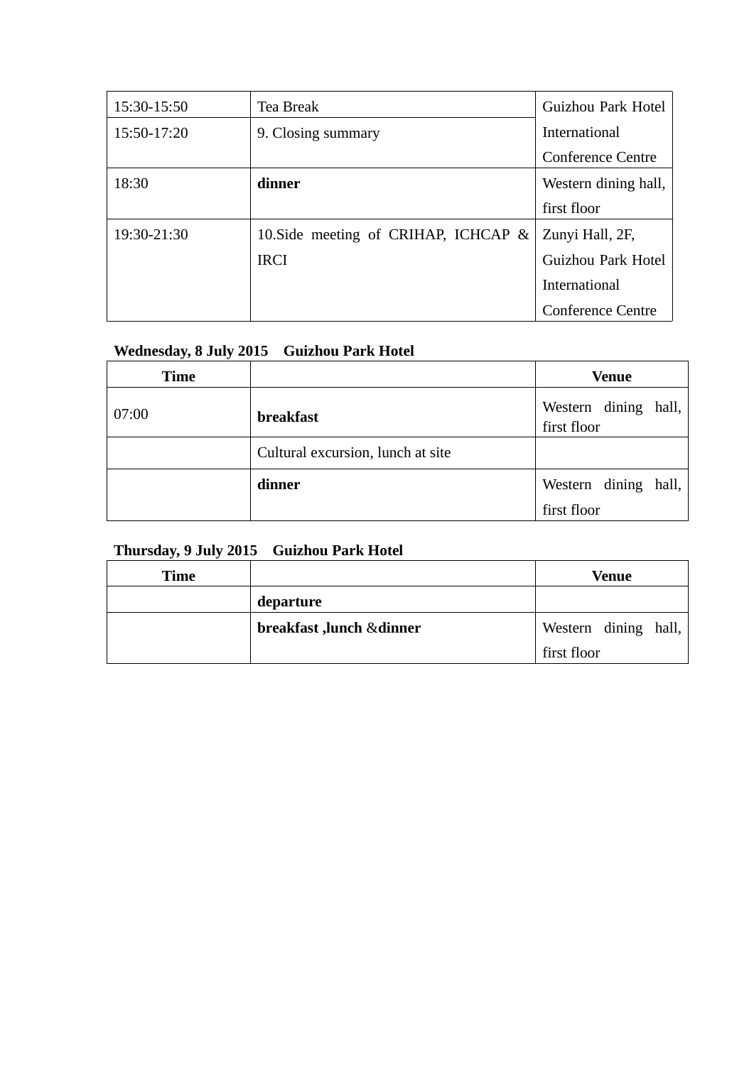| | | |
|---|---|---|
| 15:30-15:50 | Tea Break | Guizhou Park Hotel International Conference Centre |
| 15:50-17:20 | 9. Closing summary | |
| 18:30 | **dinner** | Western dining hall, first floor |
| 19:30-21:30 | 10.Side meeting of CRIHAP, ICHCAP & IRCI | Zunyi Hall, 2F, Guizhou Park Hotel International Conference Centre |

**Wednesday, 8 July 2015 Guizhou Park Hotel**

| **Time** | | **Venue** |
|---|---|---|
| 07:00 | **breakfast** | Western dining hall, first floor |
| | Cultural excursion, lunch at site | |
| | **dinner** | Western dining hall, first floor |

**Thursday, 9 July 2015 Guizhou Park Hotel**

| **Time** | | **Venue** |
|---|---|---|
| | **departure** | |
| | **breakfast ,lunch** &**dinner** | Western dining hall, first floor |